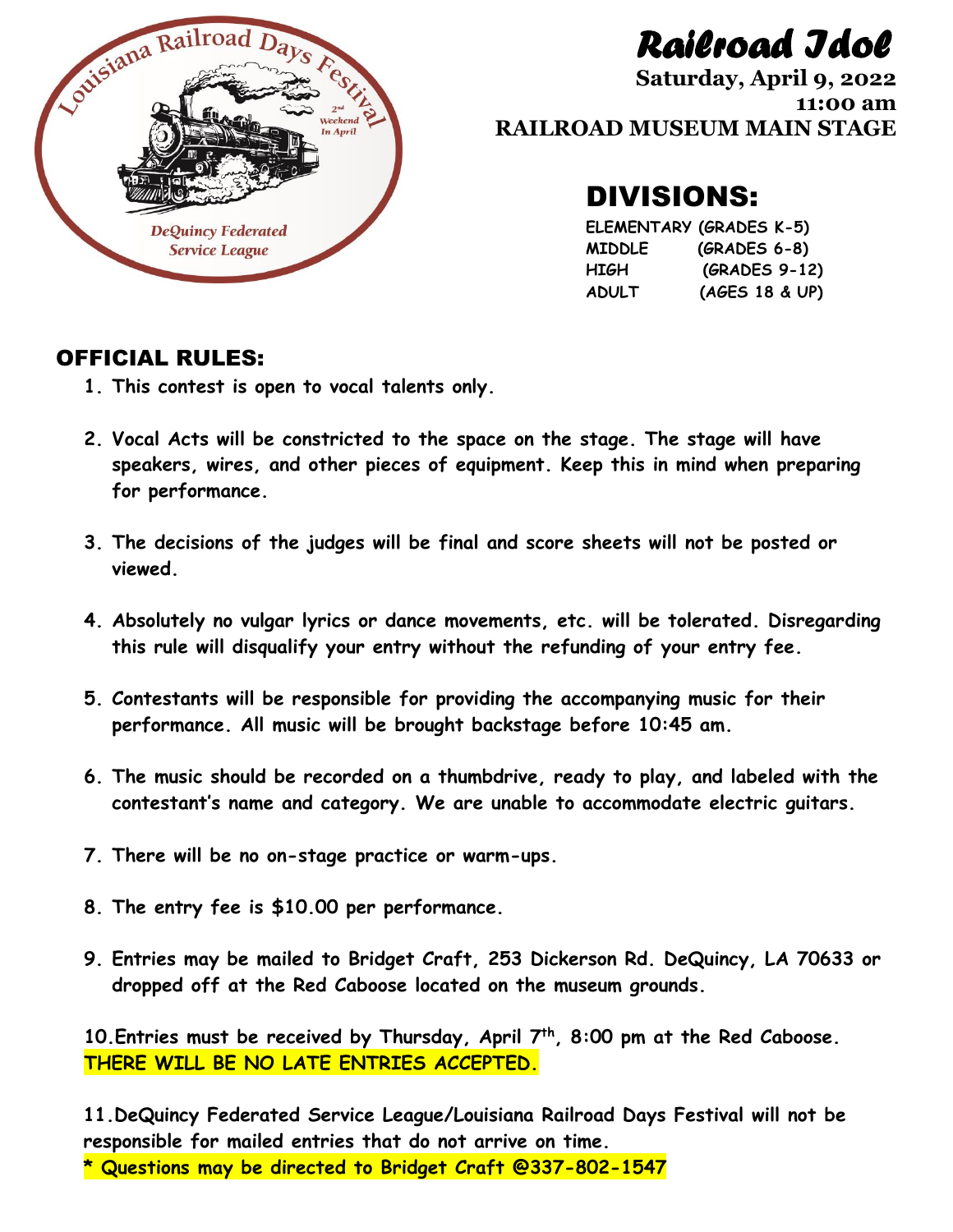Louisiana Railroad Days Festival

2nd Weekend In April

DeQuincy Federated Service League

# Railroad Idol

**Saturday, April 9, 2022**
**11:00 am**
**RAILROAD MUSEUM MAIN STAGE**

## DIVISIONS:

| | |
|---|---|
| ELEMENTARY | (GRADES K-5) |
| MIDDLE | (GRADES 6-8) |
| HIGH | (GRADES 9-12) |
| ADULT | (AGES 18 & UP) |

## OFFICIAL RULES:

1. **This contest is open to vocal talents only.**
2. **Vocal Acts will be constricted to the space on the stage. The stage will have speakers, wires, and other pieces of equipment. Keep this in mind when preparing for performance.**
3. **The decisions of the judges will be final and score sheets will not be posted or viewed.**
4. **Absolutely no vulgar lyrics or dance movements, etc. will be tolerated. Disregarding this rule will disqualify your entry without the refunding of your entry fee.**
5. **Contestants will be responsible for providing the accompanying music for their performance. All music will be brought backstage before 10:45 am.**
6. **The music should be recorded on a thumbdrive, ready to play, and labeled with the contestant's name and category. We are unable to accommodate electric guitars.**
7. **There will be no on-stage practice or warm-ups.**
8. **The entry fee is $10.00 per performance.**
9. **Entries may be mailed to Bridget Craft, 253 Dickerson Rd. DeQuincy, LA 70633 or dropped off at the Red Caboose located on the museum grounds.**
10. **Entries must be received by Thursday, April 7th, 8:00 pm at the Red Caboose. THERE WILL BE NO LATE ENTRIES ACCEPTED.**
11. **DeQuincy Federated Service League/Louisiana Railroad Days Festival will not be responsible for mailed entries that do not arrive on time.**

**\* Questions may be directed to Bridget Craft @337-802-1547**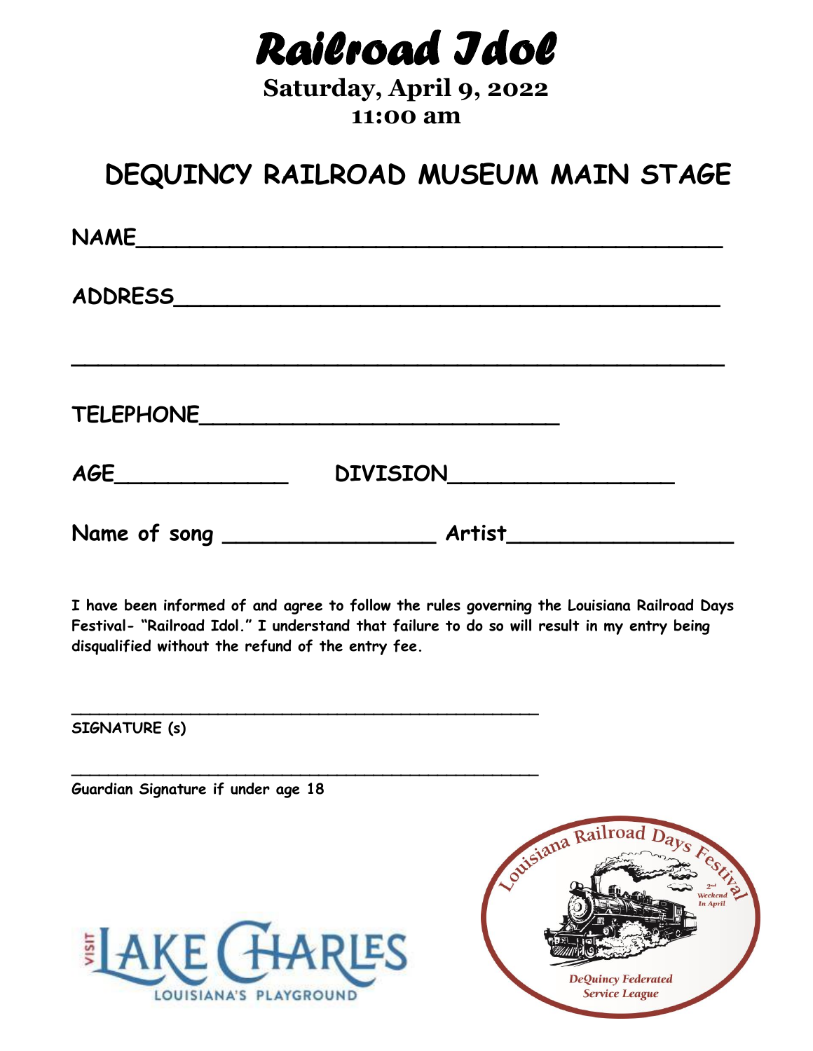# *Railroad Idol*

**Saturday, April 9, 2022**
**11:00 am**

## DEQUINCY RAILROAD MUSEUM MAIN STAGE

NAME_______________________________________

ADDRESS____________________________________

___________________________________________

TELEPHONE_________________________

AGE_____________ DIVISION________________

Name of song ________________ Artist________________

**I have been informed of and agree to follow the rules governing the Louisiana Railroad Days Festival- "Railroad Idol." I understand that failure to do so will result in my entry being disqualified without the refund of the entry fee.**

_________________________________________

**SIGNATURE (s)**

_________________________________________

**Guardian Signature if under age 18**

VISIT LAKE CHARLES
LOUISIANA'S PLAYGROUND

Louisiana Railroad Days Festival
2nd Weekend In April
DeQuincy Federated Service League